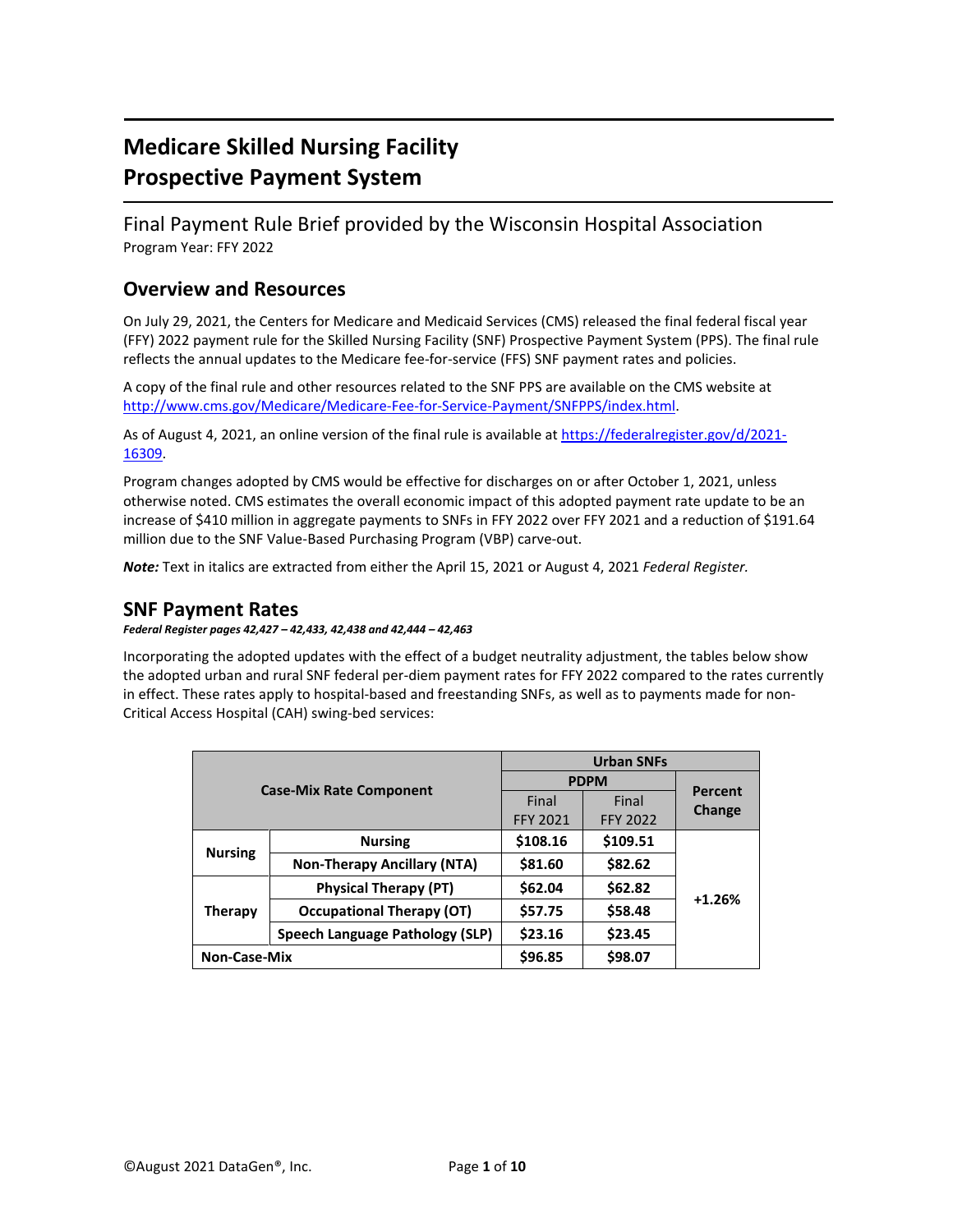# Medicare Skilled Nursing Facility Prospective Payment System

Final Payment Rule Brief provided by the Wisconsin Hospital Association
Program Year: FFY 2022

## Overview and Resources

On July 29, 2021, the Centers for Medicare and Medicaid Services (CMS) released the final federal fiscal year (FFY) 2022 payment rule for the Skilled Nursing Facility (SNF) Prospective Payment System (PPS). The final rule reflects the annual updates to the Medicare fee-for-service (FFS) SNF payment rates and policies.

A copy of the final rule and other resources related to the SNF PPS are available on the CMS website at http://www.cms.gov/Medicare/Medicare-Fee-for-Service-Payment/SNFPPS/index.html.

As of August 4, 2021, an online version of the final rule is available at https://federalregister.gov/d/2021-16309.

Program changes adopted by CMS would be effective for discharges on or after October 1, 2021, unless otherwise noted. CMS estimates the overall economic impact of this adopted payment rate update to be an increase of $410 million in aggregate payments to SNFs in FFY 2022 over FFY 2021 and a reduction of $191.64 million due to the SNF Value-Based Purchasing Program (VBP) carve-out.

***Note:*** Text in italics are extracted from either the April 15, 2021 or August 4, 2021 *Federal Register.*

## SNF Payment Rates

***Federal Register pages 42,427 – 42,433, 42,438 and 42,444 – 42,463***

Incorporating the adopted updates with the effect of a budget neutrality adjustment, the tables below show the adopted urban and rural SNF federal per-diem payment rates for FFY 2022 compared to the rates currently in effect. These rates apply to hospital-based and freestanding SNFs, as well as to payments made for non-Critical Access Hospital (CAH) swing-bed services:

| Case-Mix Rate Component | | Urban SNFs | | |
|---|---|---|---|---|
| | | PDPM | | Percent Change |
| | | Final FFY 2021 | Final FFY 2022 | |
| **Nursing** | **Nursing** | **$108.16** | **$109.51** | **+1.26%** |
| | **Non-Therapy Ancillary (NTA)** | **$81.60** | **$82.62** | |
| **Therapy** | **Physical Therapy (PT)** | **$62.04** | **$62.82** | |
| | **Occupational Therapy (OT)** | **$57.75** | **$58.48** | |
| | **Speech Language Pathology (SLP)** | **$23.16** | **$23.45** | |
| **Non-Case-Mix** | | **$96.85** | **$98.07** | |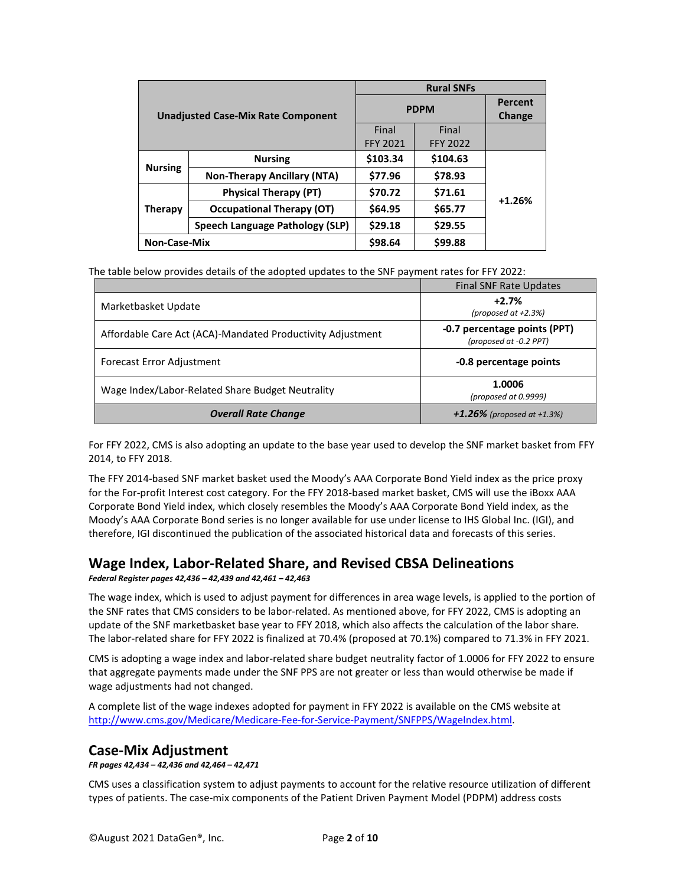| Unadjusted Case-Mix Rate Component | | Rural SNFs | | |
|---|---|---|---|---|
| | | PDPM | | Percent Change |
| | | Final FFY 2021 | Final FFY 2022 | |
| Nursing | Nursing | $103.34 | $104.63 | +1.26% |
| | Non-Therapy Ancillary (NTA) | $77.96 | $78.93 | |
| Therapy | Physical Therapy (PT) | $70.72 | $71.61 | |
| | Occupational Therapy (OT) | $64.95 | $65.77 | |
| | Speech Language Pathology (SLP) | $29.18 | $29.55 | |
| Non-Case-Mix | | $98.64 | $99.88 | |

The table below provides details of the adopted updates to the SNF payment rates for FFY 2022:

| | Final SNF Rate Updates |
|---|---|
| Marketbasket Update | **+2.7%** *(proposed at +2.3%)* |
| Affordable Care Act (ACA)-Mandated Productivity Adjustment | **-0.7 percentage points (PPT)** *(proposed at -0.2 PPT)* |
| Forecast Error Adjustment | **-0.8 percentage points** |
| Wage Index/Labor-Related Share Budget Neutrality | **1.0006** *(proposed at 0.9999)* |
| ***Overall Rate Change*** | ***+1.26%*** *(proposed at +1.3%)* |

For FFY 2022, CMS is also adopting an update to the base year used to develop the SNF market basket from FFY 2014, to FFY 2018.

The FFY 2014-based SNF market basket used the Moody's AAA Corporate Bond Yield index as the price proxy for the For-profit Interest cost category. For the FFY 2018-based market basket, CMS will use the iBoxx AAA Corporate Bond Yield index, which closely resembles the Moody's AAA Corporate Bond Yield index, as the Moody's AAA Corporate Bond series is no longer available for use under license to IHS Global Inc. (IGI), and therefore, IGI discontinued the publication of the associated historical data and forecasts of this series.

## Wage Index, Labor-Related Share, and Revised CBSA Delineations

***Federal Register pages 42,436 – 42,439 and 42,461 – 42,463***

The wage index, which is used to adjust payment for differences in area wage levels, is applied to the portion of the SNF rates that CMS considers to be labor-related. As mentioned above, for FFY 2022, CMS is adopting an update of the SNF marketbasket base year to FFY 2018, which also affects the calculation of the labor share. The labor-related share for FFY 2022 is finalized at 70.4% (proposed at 70.1%) compared to 71.3% in FFY 2021.

CMS is adopting a wage index and labor-related share budget neutrality factor of 1.0006 for FFY 2022 to ensure that aggregate payments made under the SNF PPS are not greater or less than would otherwise be made if wage adjustments had not changed.

A complete list of the wage indexes adopted for payment in FFY 2022 is available on the CMS website at http://www.cms.gov/Medicare/Medicare-Fee-for-Service-Payment/SNFPPS/WageIndex.html.

## Case-Mix Adjustment

***FR pages 42,434 – 42,436 and 42,464 – 42,471***

CMS uses a classification system to adjust payments to account for the relative resource utilization of different types of patients. The case-mix components of the Patient Driven Payment Model (PDPM) address costs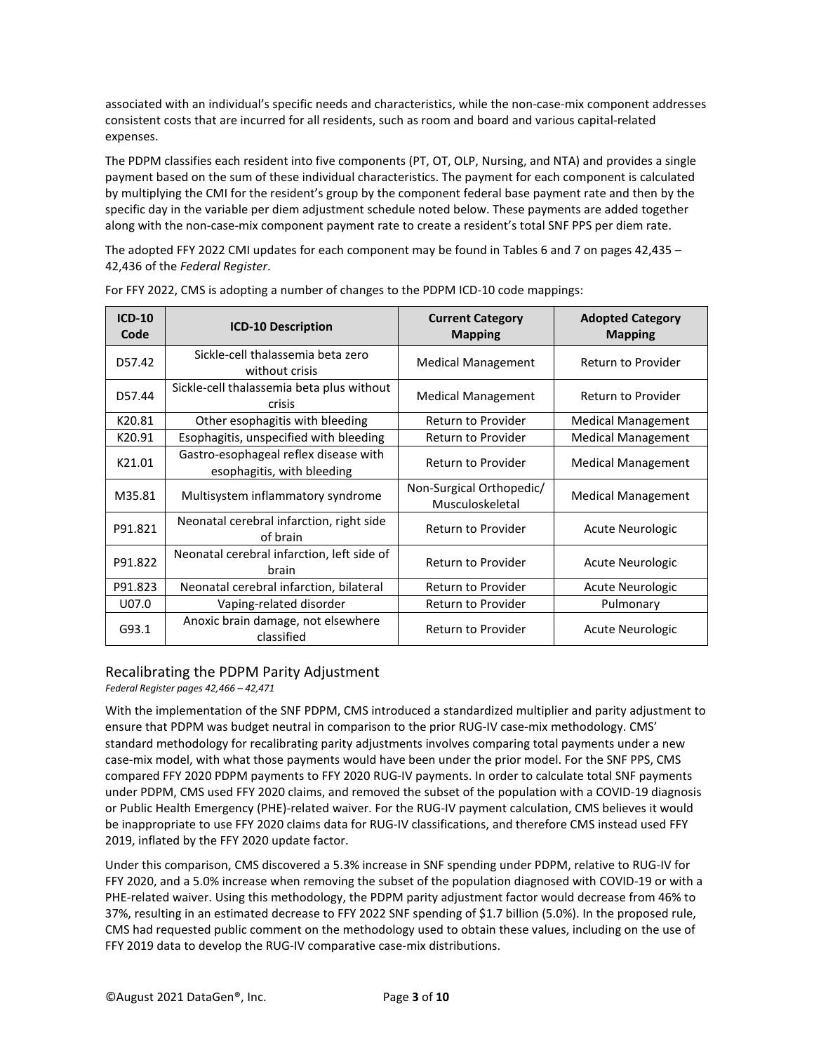associated with an individual's specific needs and characteristics, while the non-case-mix component addresses consistent costs that are incurred for all residents, such as room and board and various capital-related expenses.

The PDPM classifies each resident into five components (PT, OT, OLP, Nursing, and NTA) and provides a single payment based on the sum of these individual characteristics. The payment for each component is calculated by multiplying the CMI for the resident's group by the component federal base payment rate and then by the specific day in the variable per diem adjustment schedule noted below. These payments are added together along with the non-case-mix component payment rate to create a resident's total SNF PPS per diem rate.

The adopted FFY 2022 CMI updates for each component may be found in Tables 6 and 7 on pages 42,435 – 42,436 of the *Federal Register*.

For FFY 2022, CMS is adopting a number of changes to the PDPM ICD-10 code mappings:

| ICD-10 Code | ICD-10 Description | Current Category Mapping | Adopted Category Mapping |
|---|---|---|---|
| D57.42 | Sickle-cell thalassemia beta zero without crisis | Medical Management | Return to Provider |
| D57.44 | Sickle-cell thalassemia beta plus without crisis | Medical Management | Return to Provider |
| K20.81 | Other esophagitis with bleeding | Return to Provider | Medical Management |
| K20.91 | Esophagitis, unspecified with bleeding | Return to Provider | Medical Management |
| K21.01 | Gastro-esophageal reflex disease with esophagitis, with bleeding | Return to Provider | Medical Management |
| M35.81 | Multisystem inflammatory syndrome | Non-Surgical Orthopedic/ Musculoskeletal | Medical Management |
| P91.821 | Neonatal cerebral infarction, right side of brain | Return to Provider | Acute Neurologic |
| P91.822 | Neonatal cerebral infarction, left side of brain | Return to Provider | Acute Neurologic |
| P91.823 | Neonatal cerebral infarction, bilateral | Return to Provider | Acute Neurologic |
| U07.0 | Vaping-related disorder | Return to Provider | Pulmonary |
| G93.1 | Anoxic brain damage, not elsewhere classified | Return to Provider | Acute Neurologic |

## Recalibrating the PDPM Parity Adjustment

*Federal Register pages 42,466 – 42,471*

With the implementation of the SNF PDPM, CMS introduced a standardized multiplier and parity adjustment to ensure that PDPM was budget neutral in comparison to the prior RUG-IV case-mix methodology. CMS' standard methodology for recalibrating parity adjustments involves comparing total payments under a new case-mix model, with what those payments would have been under the prior model. For the SNF PPS, CMS compared FFY 2020 PDPM payments to FFY 2020 RUG-IV payments. In order to calculate total SNF payments under PDPM, CMS used FFY 2020 claims, and removed the subset of the population with a COVID-19 diagnosis or Public Health Emergency (PHE)-related waiver. For the RUG-IV payment calculation, CMS believes it would be inappropriate to use FFY 2020 claims data for RUG-IV classifications, and therefore CMS instead used FFY 2019, inflated by the FFY 2020 update factor.

Under this comparison, CMS discovered a 5.3% increase in SNF spending under PDPM, relative to RUG-IV for FFY 2020, and a 5.0% increase when removing the subset of the population diagnosed with COVID-19 or with a PHE-related waiver. Using this methodology, the PDPM parity adjustment factor would decrease from 46% to 37%, resulting in an estimated decrease to FFY 2022 SNF spending of $1.7 billion (5.0%). In the proposed rule, CMS had requested public comment on the methodology used to obtain these values, including on the use of FFY 2019 data to develop the RUG-IV comparative case-mix distributions.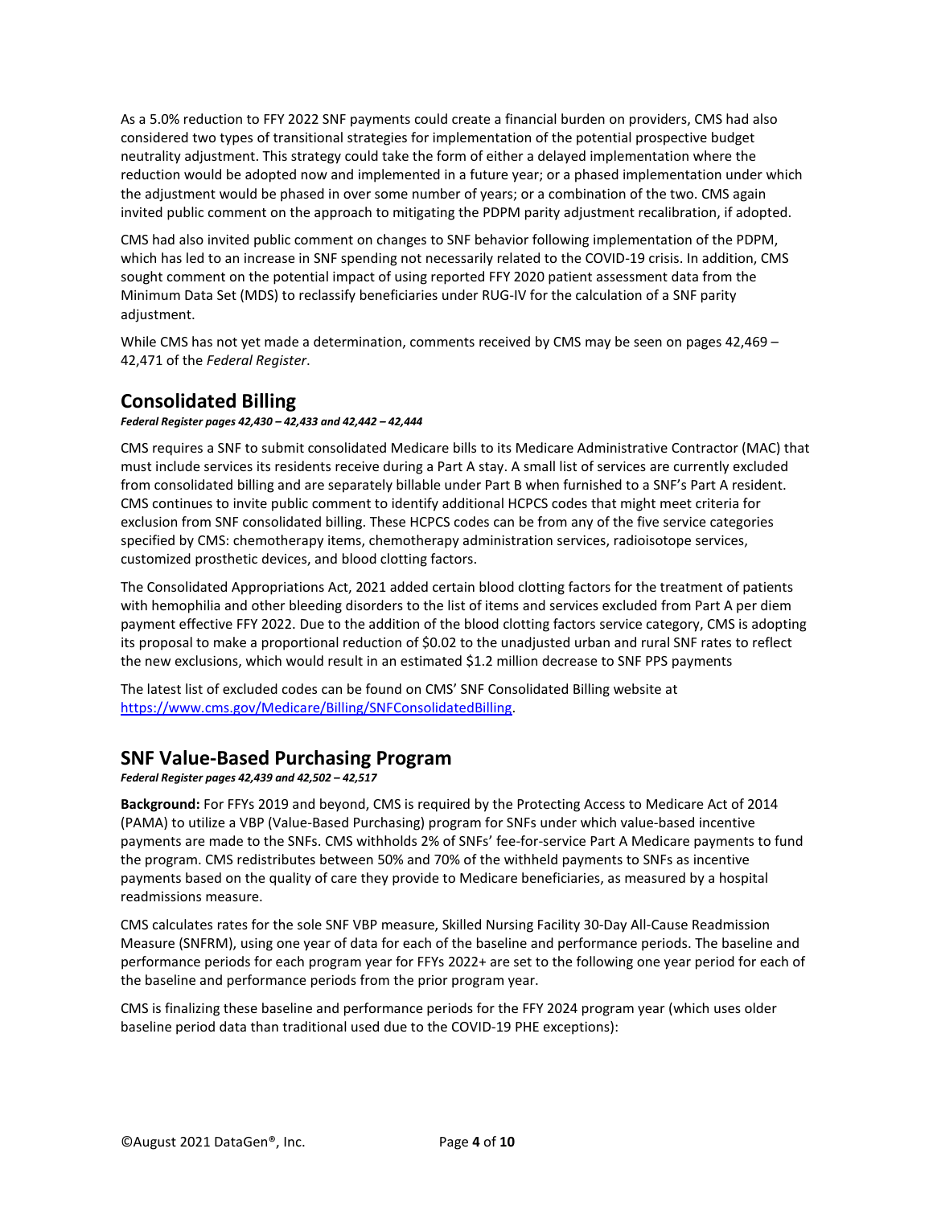As a 5.0% reduction to FFY 2022 SNF payments could create a financial burden on providers, CMS had also considered two types of transitional strategies for implementation of the potential prospective budget neutrality adjustment. This strategy could take the form of either a delayed implementation where the reduction would be adopted now and implemented in a future year; or a phased implementation under which the adjustment would be phased in over some number of years; or a combination of the two. CMS again invited public comment on the approach to mitigating the PDPM parity adjustment recalibration, if adopted.

CMS had also invited public comment on changes to SNF behavior following implementation of the PDPM, which has led to an increase in SNF spending not necessarily related to the COVID-19 crisis. In addition, CMS sought comment on the potential impact of using reported FFY 2020 patient assessment data from the Minimum Data Set (MDS) to reclassify beneficiaries under RUG-IV for the calculation of a SNF parity adjustment.

While CMS has not yet made a determination, comments received by CMS may be seen on pages 42,469 – 42,471 of the *Federal Register*.

## Consolidated Billing

***Federal Register pages 42,430 – 42,433 and 42,442 – 42,444***

CMS requires a SNF to submit consolidated Medicare bills to its Medicare Administrative Contractor (MAC) that must include services its residents receive during a Part A stay. A small list of services are currently excluded from consolidated billing and are separately billable under Part B when furnished to a SNF's Part A resident. CMS continues to invite public comment to identify additional HCPCS codes that might meet criteria for exclusion from SNF consolidated billing. These HCPCS codes can be from any of the five service categories specified by CMS: chemotherapy items, chemotherapy administration services, radioisotope services, customized prosthetic devices, and blood clotting factors.

The Consolidated Appropriations Act, 2021 added certain blood clotting factors for the treatment of patients with hemophilia and other bleeding disorders to the list of items and services excluded from Part A per diem payment effective FFY 2022. Due to the addition of the blood clotting factors service category, CMS is adopting its proposal to make a proportional reduction of $0.02 to the unadjusted urban and rural SNF rates to reflect the new exclusions, which would result in an estimated $1.2 million decrease to SNF PPS payments

The latest list of excluded codes can be found on CMS' SNF Consolidated Billing website at https://www.cms.gov/Medicare/Billing/SNFConsolidatedBilling.

## SNF Value-Based Purchasing Program

***Federal Register pages 42,439 and 42,502 – 42,517***

**Background:** For FFYs 2019 and beyond, CMS is required by the Protecting Access to Medicare Act of 2014 (PAMA) to utilize a VBP (Value-Based Purchasing) program for SNFs under which value-based incentive payments are made to the SNFs. CMS withholds 2% of SNFs' fee-for-service Part A Medicare payments to fund the program. CMS redistributes between 50% and 70% of the withheld payments to SNFs as incentive payments based on the quality of care they provide to Medicare beneficiaries, as measured by a hospital readmissions measure.

CMS calculates rates for the sole SNF VBP measure, Skilled Nursing Facility 30-Day All-Cause Readmission Measure (SNFRM), using one year of data for each of the baseline and performance periods. The baseline and performance periods for each program year for FFYs 2022+ are set to the following one year period for each of the baseline and performance periods from the prior program year.

CMS is finalizing these baseline and performance periods for the FFY 2024 program year (which uses older baseline period data than traditional used due to the COVID-19 PHE exceptions):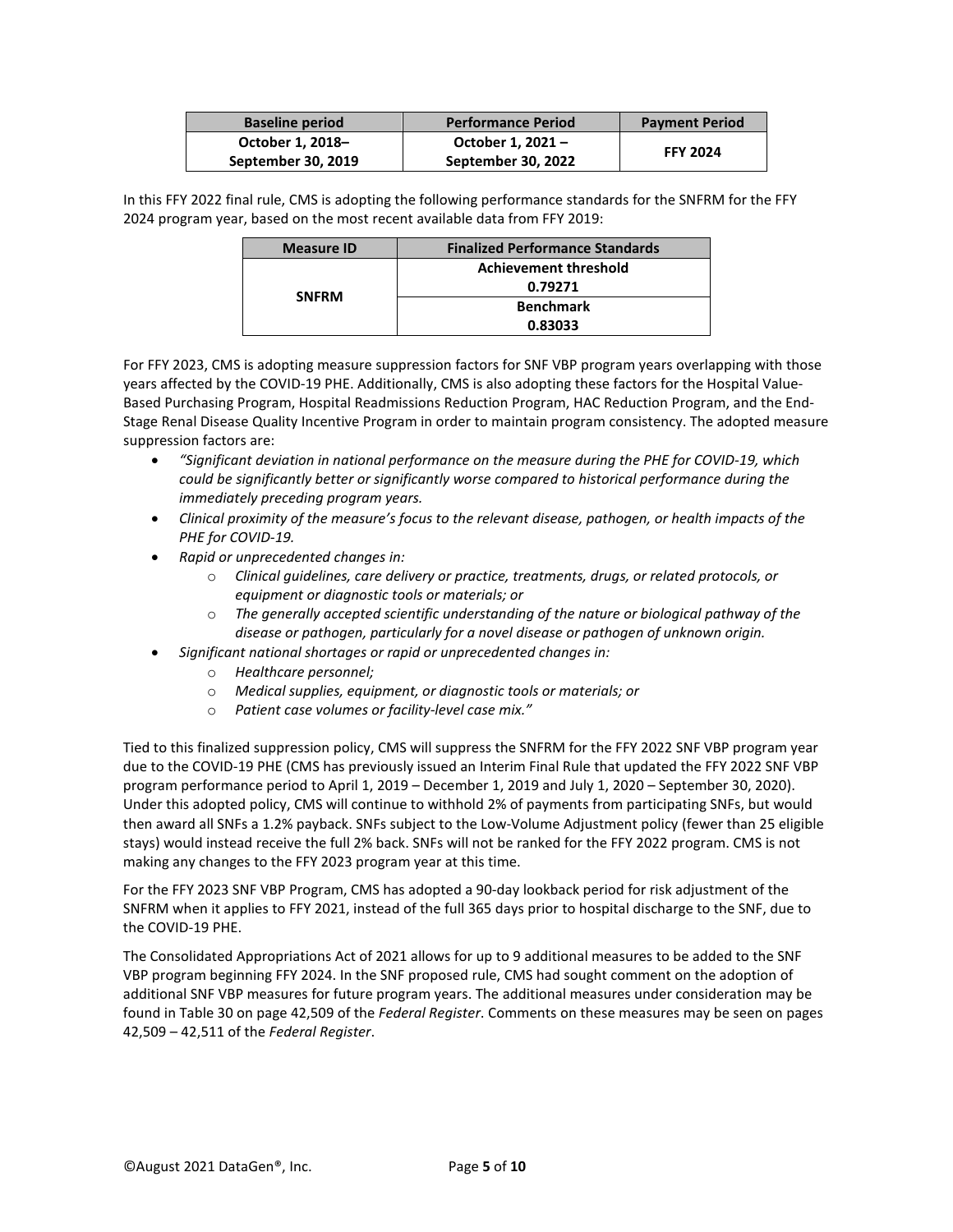| Baseline period | Performance Period | Payment Period |
| --- | --- | --- |
| October 1, 2018– September 30, 2019 | October 1, 2021 – September 30, 2022 | FFY 2024 |

In this FFY 2022 final rule, CMS is adopting the following performance standards for the SNFRM for the FFY 2024 program year, based on the most recent available data from FFY 2019:

| Measure ID | Finalized Performance Standards |
| --- | --- |
| SNFRM | Achievement threshold 0.79271 |
| | Benchmark 0.83033 |

For FFY 2023, CMS is adopting measure suppression factors for SNF VBP program years overlapping with those years affected by the COVID-19 PHE. Additionally, CMS is also adopting these factors for the Hospital Value-Based Purchasing Program, Hospital Readmissions Reduction Program, HAC Reduction Program, and the End-Stage Renal Disease Quality Incentive Program in order to maintain program consistency. The adopted measure suppression factors are:

- *"Significant deviation in national performance on the measure during the PHE for COVID-19, which could be significantly better or significantly worse compared to historical performance during the immediately preceding program years.*
- *Clinical proximity of the measure's focus to the relevant disease, pathogen, or health impacts of the PHE for COVID-19.*
- *Rapid or unprecedented changes in:*
  - *Clinical guidelines, care delivery or practice, treatments, drugs, or related protocols, or equipment or diagnostic tools or materials; or*
  - *The generally accepted scientific understanding of the nature or biological pathway of the disease or pathogen, particularly for a novel disease or pathogen of unknown origin.*
- *Significant national shortages or rapid or unprecedented changes in:*
  - *Healthcare personnel;*
  - *Medical supplies, equipment, or diagnostic tools or materials; or*
  - *Patient case volumes or facility-level case mix."*

Tied to this finalized suppression policy, CMS will suppress the SNFRM for the FFY 2022 SNF VBP program year due to the COVID-19 PHE (CMS has previously issued an Interim Final Rule that updated the FFY 2022 SNF VBP program performance period to April 1, 2019 – December 1, 2019 and July 1, 2020 – September 30, 2020). Under this adopted policy, CMS will continue to withhold 2% of payments from participating SNFs, but would then award all SNFs a 1.2% payback. SNFs subject to the Low-Volume Adjustment policy (fewer than 25 eligible stays) would instead receive the full 2% back. SNFs will not be ranked for the FFY 2022 program. CMS is not making any changes to the FFY 2023 program year at this time.

For the FFY 2023 SNF VBP Program, CMS has adopted a 90-day lookback period for risk adjustment of the SNFRM when it applies to FFY 2021, instead of the full 365 days prior to hospital discharge to the SNF, due to the COVID-19 PHE.

The Consolidated Appropriations Act of 2021 allows for up to 9 additional measures to be added to the SNF VBP program beginning FFY 2024. In the SNF proposed rule, CMS had sought comment on the adoption of additional SNF VBP measures for future program years. The additional measures under consideration may be found in Table 30 on page 42,509 of the *Federal Register*. Comments on these measures may be seen on pages 42,509 – 42,511 of the *Federal Register*.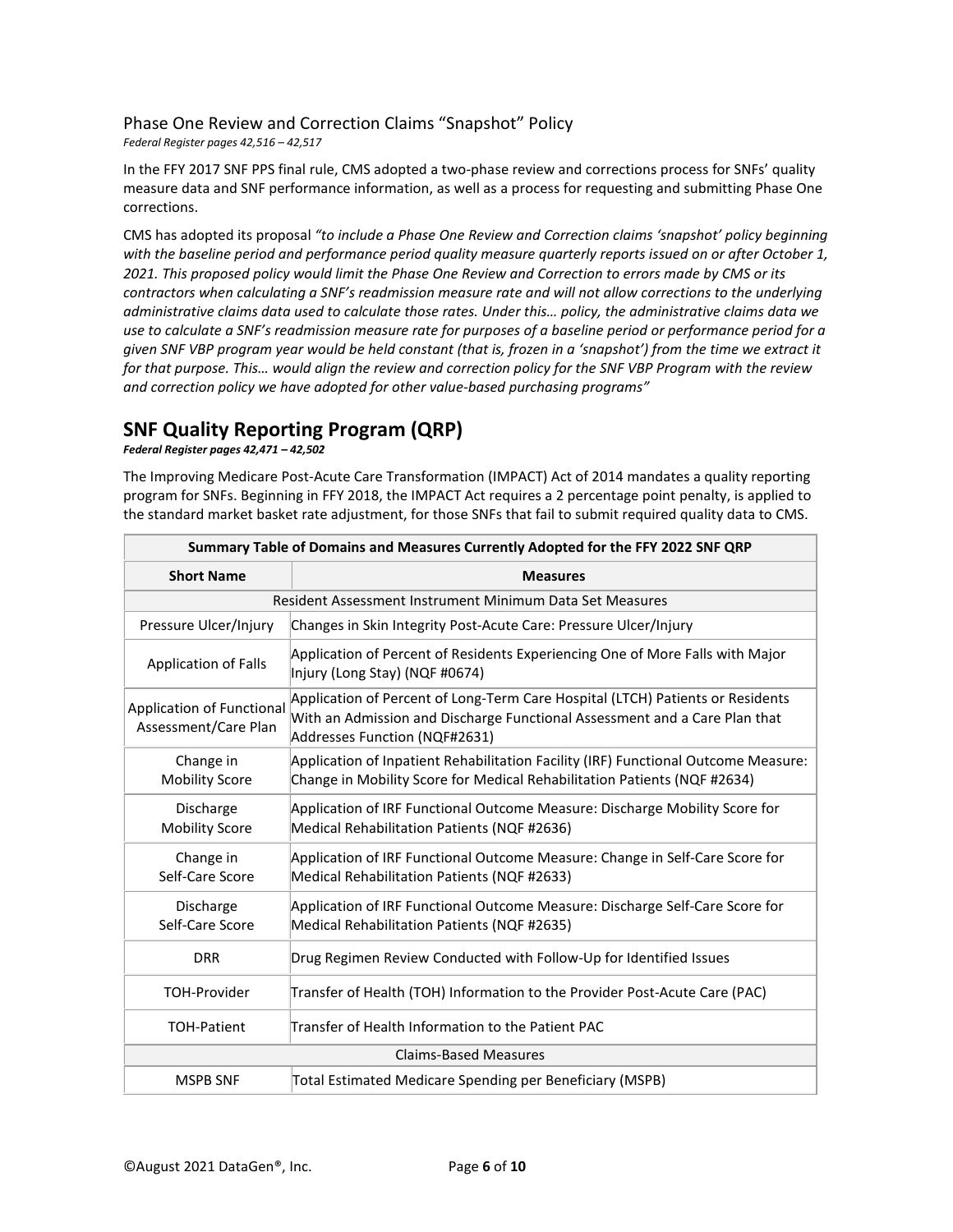### Phase One Review and Correction Claims "Snapshot" Policy

*Federal Register pages 42,516 – 42,517*

In the FFY 2017 SNF PPS final rule, CMS adopted a two-phase review and corrections process for SNFs' quality measure data and SNF performance information, as well as a process for requesting and submitting Phase One corrections.

CMS has adopted its proposal *"to include a Phase One Review and Correction claims 'snapshot' policy beginning with the baseline period and performance period quality measure quarterly reports issued on or after October 1, 2021. This proposed policy would limit the Phase One Review and Correction to errors made by CMS or its contractors when calculating a SNF's readmission measure rate and will not allow corrections to the underlying administrative claims data used to calculate those rates. Under this… policy, the administrative claims data we use to calculate a SNF's readmission measure rate for purposes of a baseline period or performance period for a given SNF VBP program year would be held constant (that is, frozen in a 'snapshot') from the time we extract it for that purpose. This… would align the review and correction policy for the SNF VBP Program with the review and correction policy we have adopted for other value-based purchasing programs"*

## SNF Quality Reporting Program (QRP)

***Federal Register pages 42,471 – 42,502***

The Improving Medicare Post-Acute Care Transformation (IMPACT) Act of 2014 mandates a quality reporting program for SNFs. Beginning in FFY 2018, the IMPACT Act requires a 2 percentage point penalty, is applied to the standard market basket rate adjustment, for those SNFs that fail to submit required quality data to CMS.

| Summary Table of Domains and Measures Currently Adopted for the FFY 2022 SNF QRP | |
|---|---|
| **Short Name** | **Measures** |
| Resident Assessment Instrument Minimum Data Set Measures | |
| Pressure Ulcer/Injury | Changes in Skin Integrity Post-Acute Care: Pressure Ulcer/Injury |
| Application of Falls | Application of Percent of Residents Experiencing One of More Falls with Major Injury (Long Stay) (NQF #0674) |
| Application of Functional Assessment/Care Plan | Application of Percent of Long-Term Care Hospital (LTCH) Patients or Residents With an Admission and Discharge Functional Assessment and a Care Plan that Addresses Function (NQF#2631) |
| Change in Mobility Score | Application of Inpatient Rehabilitation Facility (IRF) Functional Outcome Measure: Change in Mobility Score for Medical Rehabilitation Patients (NQF #2634) |
| Discharge Mobility Score | Application of IRF Functional Outcome Measure: Discharge Mobility Score for Medical Rehabilitation Patients (NQF #2636) |
| Change in Self-Care Score | Application of IRF Functional Outcome Measure: Change in Self-Care Score for Medical Rehabilitation Patients (NQF #2633) |
| Discharge Self-Care Score | Application of IRF Functional Outcome Measure: Discharge Self-Care Score for Medical Rehabilitation Patients (NQF #2635) |
| DRR | Drug Regimen Review Conducted with Follow-Up for Identified Issues |
| TOH-Provider | Transfer of Health (TOH) Information to the Provider Post-Acute Care (PAC) |
| TOH-Patient | Transfer of Health Information to the Patient PAC |
| Claims-Based Measures | |
| MSPB SNF | Total Estimated Medicare Spending per Beneficiary (MSPB) |

©August 2021 DataGen®, Inc.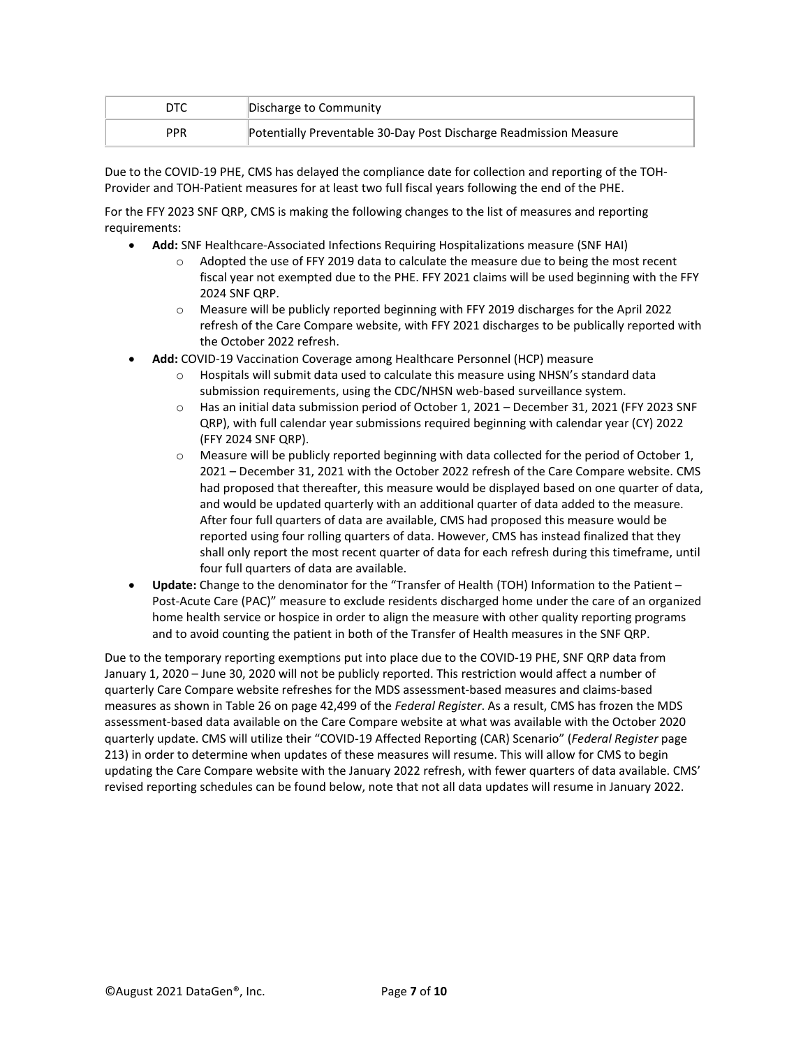| DTC | Discharge to Community |
| --- | --- |
| PPR | Potentially Preventable 30-Day Post Discharge Readmission Measure |

Due to the COVID-19 PHE, CMS has delayed the compliance date for collection and reporting of the TOH-Provider and TOH-Patient measures for at least two full fiscal years following the end of the PHE.

For the FFY 2023 SNF QRP, CMS is making the following changes to the list of measures and reporting requirements:

- **Add:** SNF Healthcare-Associated Infections Requiring Hospitalizations measure (SNF HAI)
  - Adopted the use of FFY 2019 data to calculate the measure due to being the most recent fiscal year not exempted due to the PHE. FFY 2021 claims will be used beginning with the FFY 2024 SNF QRP.
  - Measure will be publicly reported beginning with FFY 2019 discharges for the April 2022 refresh of the Care Compare website, with FFY 2021 discharges to be publically reported with the October 2022 refresh.
- **Add:** COVID-19 Vaccination Coverage among Healthcare Personnel (HCP) measure
  - Hospitals will submit data used to calculate this measure using NHSN's standard data submission requirements, using the CDC/NHSN web-based surveillance system.
  - Has an initial data submission period of October 1, 2021 – December 31, 2021 (FFY 2023 SNF QRP), with full calendar year submissions required beginning with calendar year (CY) 2022 (FFY 2024 SNF QRP).
  - Measure will be publicly reported beginning with data collected for the period of October 1, 2021 – December 31, 2021 with the October 2022 refresh of the Care Compare website. CMS had proposed that thereafter, this measure would be displayed based on one quarter of data, and would be updated quarterly with an additional quarter of data added to the measure. After four full quarters of data are available, CMS had proposed this measure would be reported using four rolling quarters of data. However, CMS has instead finalized that they shall only report the most recent quarter of data for each refresh during this timeframe, until four full quarters of data are available.
- **Update:** Change to the denominator for the "Transfer of Health (TOH) Information to the Patient – Post-Acute Care (PAC)" measure to exclude residents discharged home under the care of an organized home health service or hospice in order to align the measure with other quality reporting programs and to avoid counting the patient in both of the Transfer of Health measures in the SNF QRP.

Due to the temporary reporting exemptions put into place due to the COVID-19 PHE, SNF QRP data from January 1, 2020 – June 30, 2020 will not be publicly reported. This restriction would affect a number of quarterly Care Compare website refreshes for the MDS assessment-based measures and claims-based measures as shown in Table 26 on page 42,499 of the *Federal Register*. As a result, CMS has frozen the MDS assessment-based data available on the Care Compare website at what was available with the October 2020 quarterly update. CMS will utilize their "COVID-19 Affected Reporting (CAR) Scenario" (*Federal Register* page 213) in order to determine when updates of these measures will resume. This will allow for CMS to begin updating the Care Compare website with the January 2022 refresh, with fewer quarters of data available. CMS' revised reporting schedules can be found below, note that not all data updates will resume in January 2022.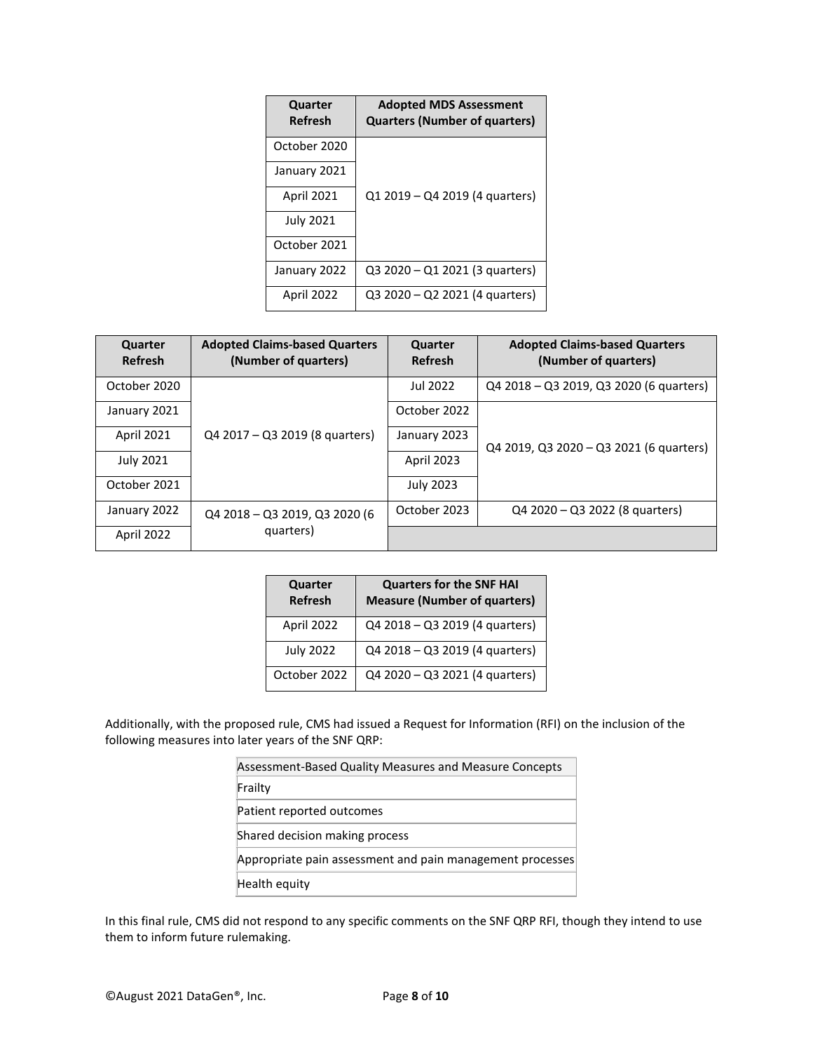| Quarter Refresh | Adopted MDS Assessment Quarters (Number of quarters) |
|---|---|
| October 2020 | Q1 2019 – Q4 2019 (4 quarters) |
| January 2021 | |
| April 2021 | |
| July 2021 | |
| October 2021 | |
| January 2022 | Q3 2020 – Q1 2021 (3 quarters) |
| April 2022 | Q3 2020 – Q2 2021 (4 quarters) |

| Quarter Refresh | Adopted Claims-based Quarters (Number of quarters) | Quarter Refresh | Adopted Claims-based Quarters (Number of quarters) |
|---|---|---|---|
| October 2020 | Q4 2017 – Q3 2019 (8 quarters) | Jul 2022 | Q4 2018 – Q3 2019, Q3 2020 (6 quarters) |
| January 2021 | | October 2022 | Q4 2019, Q3 2020 – Q3 2021 (6 quarters) |
| April 2021 | | January 2023 | |
| July 2021 | | April 2023 | |
| October 2021 | | July 2023 | |
| January 2022 | Q4 2018 – Q3 2019, Q3 2020 (6 quarters) | October 2023 | Q4 2020 – Q3 2022 (8 quarters) |
| April 2022 | | | |

| Quarter Refresh | Quarters for the SNF HAI Measure (Number of quarters) |
|---|---|
| April 2022 | Q4 2018 – Q3 2019 (4 quarters) |
| July 2022 | Q4 2018 – Q3 2019 (4 quarters) |
| October 2022 | Q4 2020 – Q3 2021 (4 quarters) |

Additionally, with the proposed rule, CMS had issued a Request for Information (RFI) on the inclusion of the following measures into later years of the SNF QRP:

| Assessment-Based Quality Measures and Measure Concepts |
|---|
| Frailty |
| Patient reported outcomes |
| Shared decision making process |
| Appropriate pain assessment and pain management processes |
| Health equity |

In this final rule, CMS did not respond to any specific comments on the SNF QRP RFI, though they intend to use them to inform future rulemaking.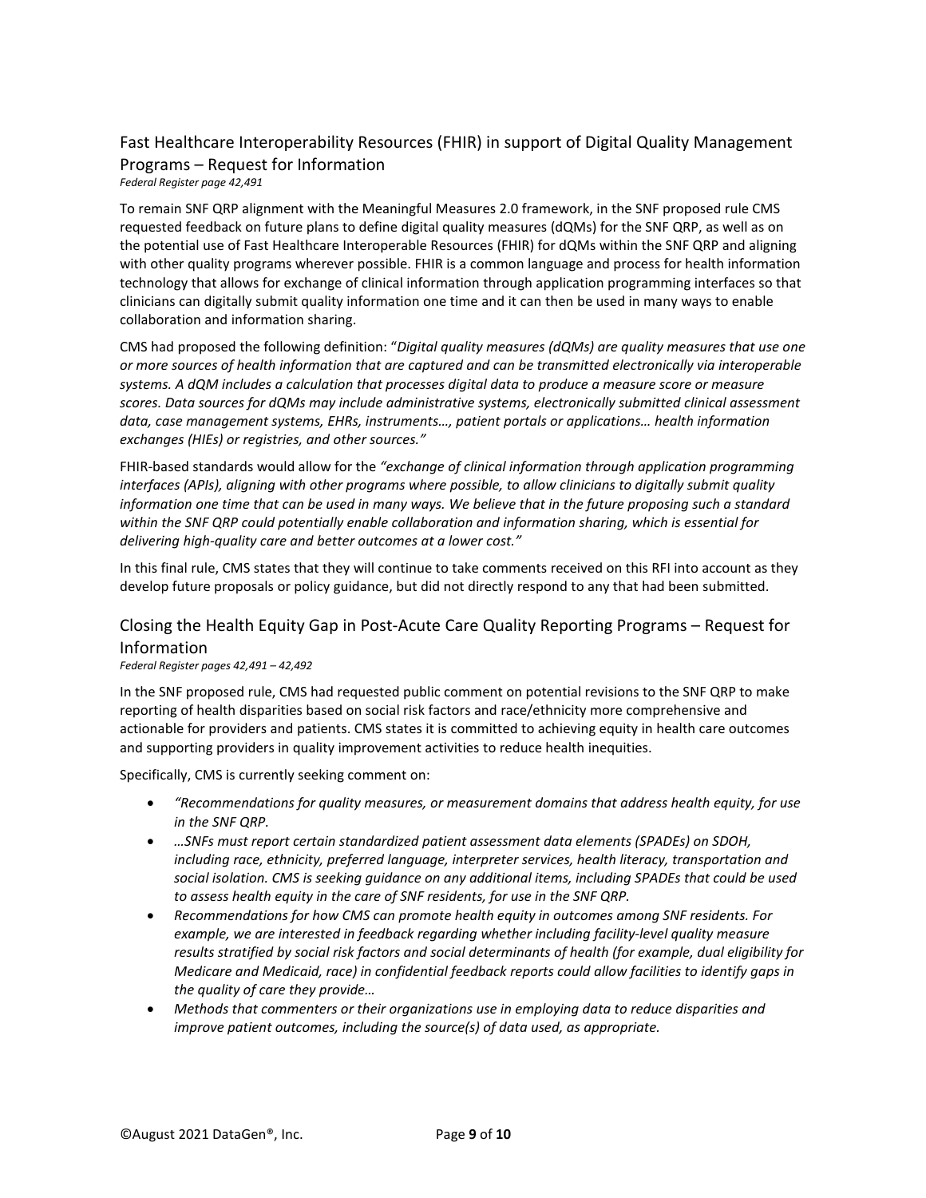## Fast Healthcare Interoperability Resources (FHIR) in support of Digital Quality Management Programs – Request for Information

*Federal Register page 42,491*

To remain SNF QRP alignment with the Meaningful Measures 2.0 framework, in the SNF proposed rule CMS requested feedback on future plans to define digital quality measures (dQMs) for the SNF QRP, as well as on the potential use of Fast Healthcare Interoperable Resources (FHIR) for dQMs within the SNF QRP and aligning with other quality programs wherever possible. FHIR is a common language and process for health information technology that allows for exchange of clinical information through application programming interfaces so that clinicians can digitally submit quality information one time and it can then be used in many ways to enable collaboration and information sharing.

CMS had proposed the following definition: "*Digital quality measures (dQMs) are quality measures that use one or more sources of health information that are captured and can be transmitted electronically via interoperable systems. A dQM includes a calculation that processes digital data to produce a measure score or measure scores. Data sources for dQMs may include administrative systems, electronically submitted clinical assessment data, case management systems, EHRs, instruments…, patient portals or applications… health information exchanges (HIEs) or registries, and other sources.*"

FHIR-based standards would allow for the *"exchange of clinical information through application programming interfaces (APIs), aligning with other programs where possible, to allow clinicians to digitally submit quality information one time that can be used in many ways. We believe that in the future proposing such a standard within the SNF QRP could potentially enable collaboration and information sharing, which is essential for delivering high-quality care and better outcomes at a lower cost."*

In this final rule, CMS states that they will continue to take comments received on this RFI into account as they develop future proposals or policy guidance, but did not directly respond to any that had been submitted.

## Closing the Health Equity Gap in Post-Acute Care Quality Reporting Programs – Request for Information

*Federal Register pages 42,491 – 42,492*

In the SNF proposed rule, CMS had requested public comment on potential revisions to the SNF QRP to make reporting of health disparities based on social risk factors and race/ethnicity more comprehensive and actionable for providers and patients. CMS states it is committed to achieving equity in health care outcomes and supporting providers in quality improvement activities to reduce health inequities.

Specifically, CMS is currently seeking comment on:

- *"Recommendations for quality measures, or measurement domains that address health equity, for use in the SNF QRP.*
- *…SNFs must report certain standardized patient assessment data elements (SPADEs) on SDOH, including race, ethnicity, preferred language, interpreter services, health literacy, transportation and social isolation. CMS is seeking guidance on any additional items, including SPADEs that could be used to assess health equity in the care of SNF residents, for use in the SNF QRP.*
- *Recommendations for how CMS can promote health equity in outcomes among SNF residents. For example, we are interested in feedback regarding whether including facility-level quality measure results stratified by social risk factors and social determinants of health (for example, dual eligibility for Medicare and Medicaid, race) in confidential feedback reports could allow facilities to identify gaps in the quality of care they provide…*
- *Methods that commenters or their organizations use in employing data to reduce disparities and improve patient outcomes, including the source(s) of data used, as appropriate.*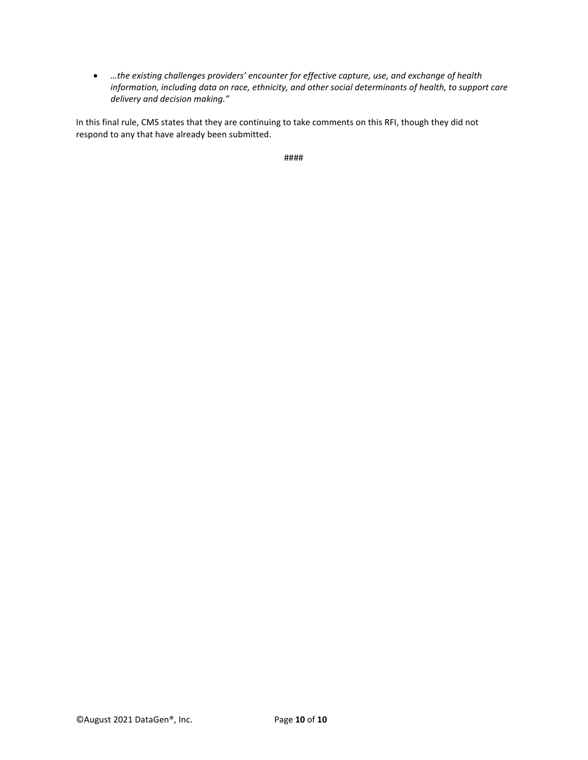- *…the existing challenges providers' encounter for effective capture, use, and exchange of health information, including data on race, ethnicity, and other social determinants of health, to support care delivery and decision making."*

In this final rule, CMS states that they are continuing to take comments on this RFI, though they did not respond to any that have already been submitted.

####